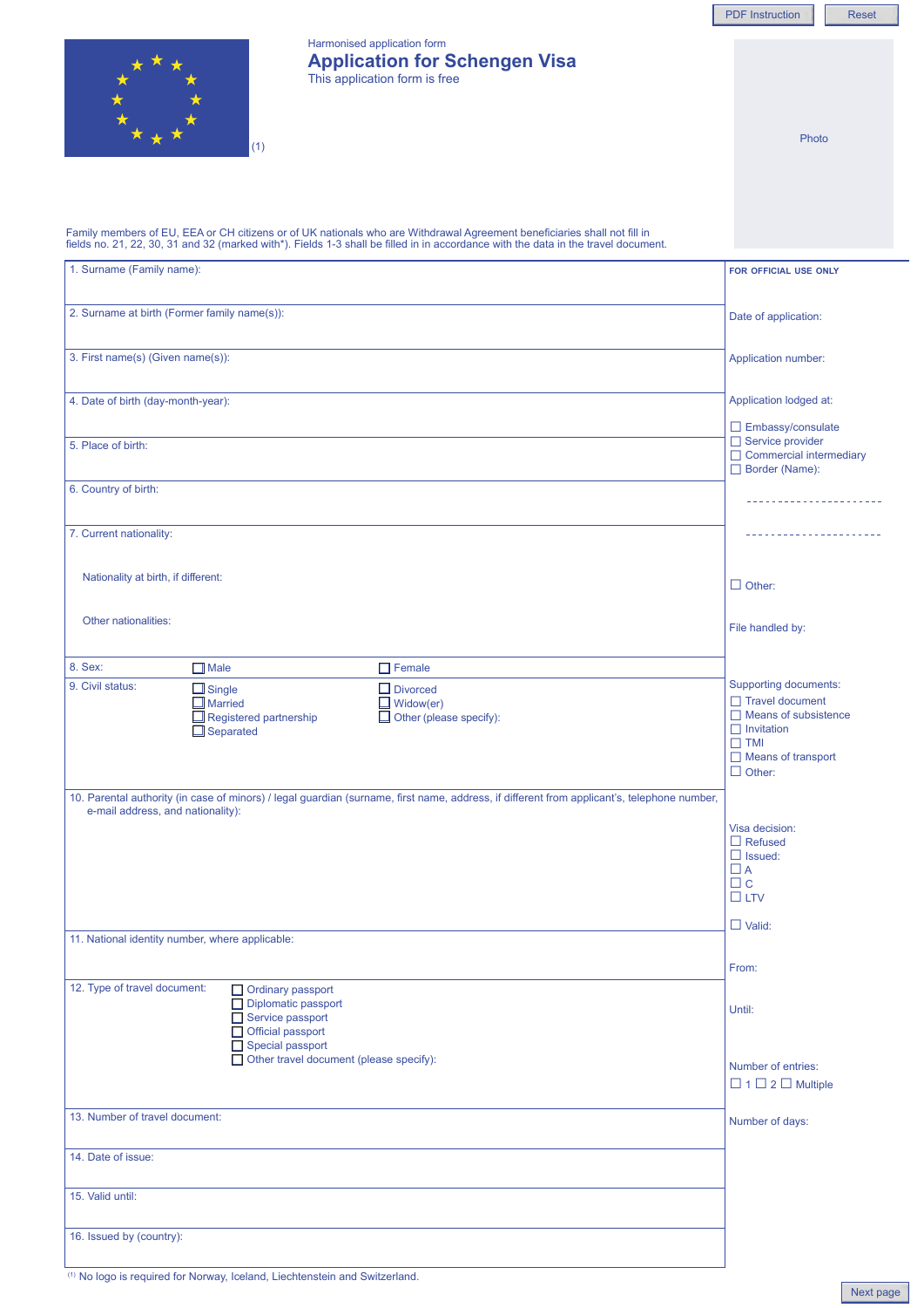PDF Instruction Reset

Harmonised application form

# Application for Schengen Visa

This application form is free

(1)

Photo

Family members of EU, EEA or CH citizens or of UK nationals who are Withdrawal Agreement beneficiaries shall not fill in fields no. 21, 22, 30, 31 and 32 (marked with*). Fields 1-3 shall be filled in in accordance with the data in the travel document.

1. Surname (Family name):

2. Surname at birth (Former family name(s)):

3. First name(s) (Given name(s)):

4. Date of birth (day-month-year):

5. Place of birth:

6. Country of birth:

7. Current nationality:

   Nationality at birth, if different:

   Other nationalities:

8. Sex: ☐ Male ☐ Female

9. Civil status:
   - ☐ Single
   - ☐ Married
   - ☐ Registered partnership
   - ☐ Separated
   - ☐ Divorced
   - ☐ Widow(er)
   - ☐ Other (please specify):

10. Parental authority (in case of minors) / legal guardian (surname, first name, address, if different from applicant's, telephone number, e-mail address, and nationality):

11. National identity number, where applicable:

12. Type of travel document:
    - ☐ Ordinary passport
    - ☐ Diplomatic passport
    - ☐ Service passport
    - ☐ Official passport
    - ☐ Special passport
    - ☐ Other travel document (please specify):

13. Number of travel document:

14. Date of issue:

15. Valid until:

16. Issued by (country):

**FOR OFFICIAL USE ONLY**

Date of application:

Application number:

Application lodged at:
- ☐ Embassy/consulate
- ☐ Service provider
- ☐ Commercial intermediary
- ☐ Border (Name):

---------------------

---------------------

- ☐ Other:

File handled by:

Supporting documents:
- ☐ Travel document
- ☐ Means of subsistence
- ☐ Invitation
- ☐ TMI
- ☐ Means of transport
- ☐ Other:

Visa decision:
- ☐ Refused
- ☐ Issued:
- ☐ A
- ☐ C
- ☐ LTV

☐ Valid:

From:

Until:

Number of entries:
☐ 1 ☐ 2 ☐ Multiple

Number of days:

(1) No logo is required for Norway, Iceland, Liechtenstein and Switzerland.

Next page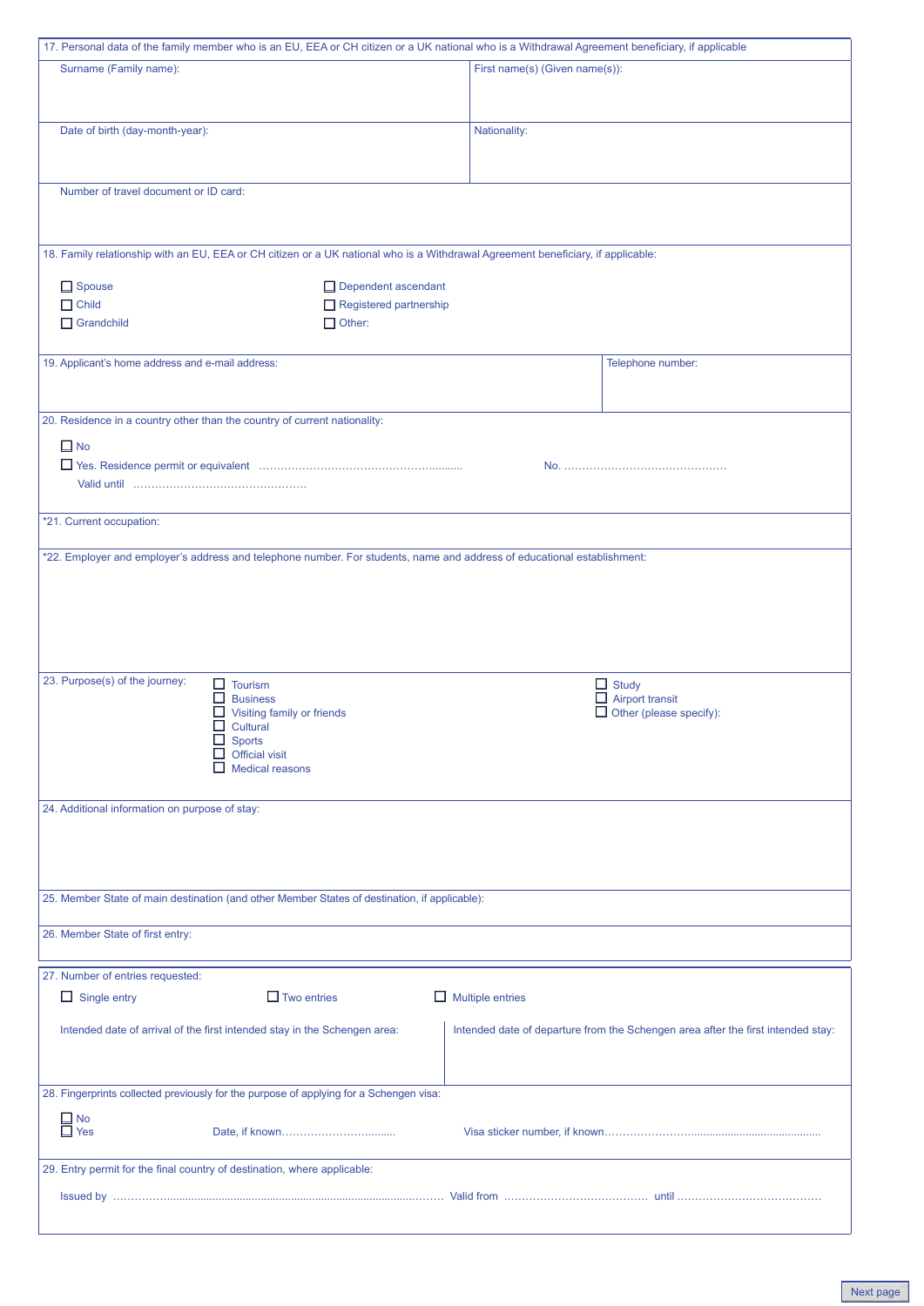17. Personal data of the family member who is an EU, EEA or CH citizen or a UK national who is a Withdrawal Agreement beneficiary, if applicable

Surname (Family name):

First name(s) (Given name(s)):

Date of birth (day-month-year):

Nationality:

Number of travel document or ID card:

18. Family relationship with an EU, EEA or CH citizen or a UK national who is a Withdrawal Agreement beneficiary, if applicable:

- ☐ Spouse
- ☐ Child
- ☐ Grandchild
- ☐ Dependent ascendant
- ☐ Registered partnership
- ☐ Other:

19. Applicant's home address and e-mail address:

Telephone number:

20. Residence in a country other than the country of current nationality:

- ☐ No
- ☐ Yes. Residence permit or equivalent ……………………………………………….......  No. ………………………………………

Valid until …………………………………………

*21. Current occupation:

*22. Employer and employer's address and telephone number. For students, name and address of educational establishment:

23. Purpose(s) of the journey:

- ☐ Tourism
- ☐ Business
- ☐ Visiting family or friends
- ☐ Cultural
- ☐ Sports
- ☐ Official visit
- ☐ Medical reasons
- ☐ Study
- ☐ Airport transit
- ☐ Other (please specify):

24. Additional information on purpose of stay:

25. Member State of main destination (and other Member States of destination, if applicable):

26. Member State of first entry:

27. Number of entries requested:

- ☐ Single entry
- ☐ Two entries
- ☐ Multiple entries

Intended date of arrival of the first intended stay in the Schengen area:

Intended date of departure from the Schengen area after the first intended stay:

28. Fingerprints collected previously for the purpose of applying for a Schengen visa:

- ☐ No
- ☐ Yes  Date, if known…………………….........  Visa sticker number, if known……………………..................................................

29. Entry permit for the final country of destination, where applicable:

Issued by ……………......................................................................................……… Valid from ………………………………… until …………………………………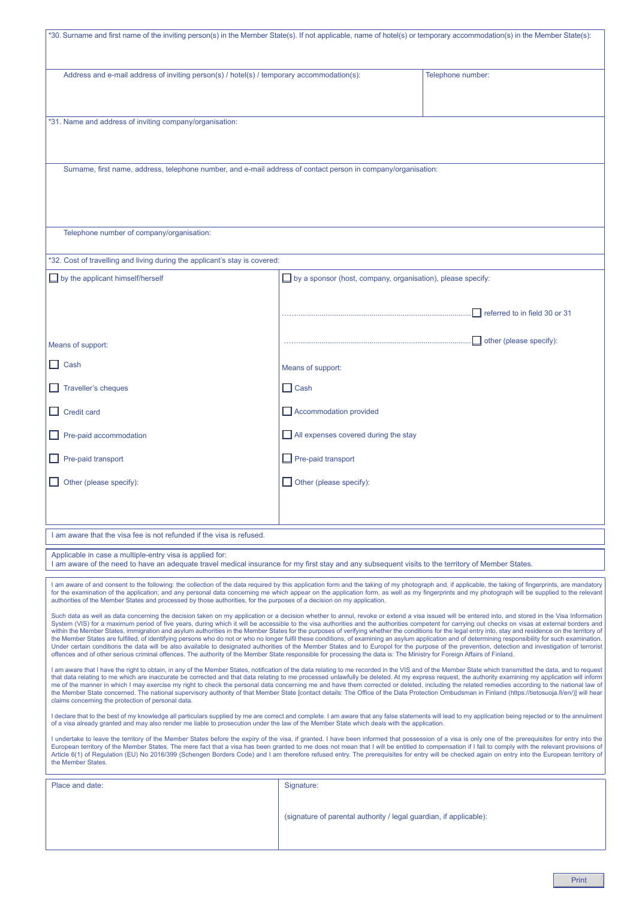*30. Surname and first name of the inviting person(s) in the Member State(s). If not applicable, name of hotel(s) or temporary accommodation(s) in the Member State(s):

Address and e-mail address of inviting person(s) / hotel(s) / temporary accommodation(s):

Telephone number:

*31. Name and address of inviting company/organisation:

Surname, first name, address, telephone number, and e-mail address of contact person in company/organisation:

Telephone number of company/organisation:

*32. Cost of travelling and living during the applicant's stay is covered:

| | |
|---|---|
| ☐ by the applicant himself/herself | ☐ by a sponsor (host, company, organisation), please specify: |
| | ………………………………………… ☐ referred to in field 30 or 31 |
| Means of support: | ………………………………………… ☐ other (please specify): |
| ☐ Cash | Means of support: |
| ☐ Traveller's cheques | ☐ Cash |
| ☐ Credit card | ☐ Accommodation provided |
| ☐ Pre-paid accommodation | ☐ All expenses covered during the stay |
| ☐ Pre-paid transport | ☐ Pre-paid transport |
| ☐ Other (please specify): | ☐ Other (please specify): |

I am aware that the visa fee is not refunded if the visa is refused.

Applicable in case a multiple-entry visa is applied for:
I am aware of the need to have an adequate travel medical insurance for my first stay and any subsequent visits to the territory of Member States.

I am aware of and consent to the following: the collection of the data required by this application form and the taking of my photograph and, if applicable, the taking of fingerprints, are mandatory for the examination of the application; and any personal data concerning me which appear on the application form, as well as my fingerprints and my photograph will be supplied to the relevant authorities of the Member States and processed by those authorities, for the purposes of a decision on my application.

Such data as well as data concerning the decision taken on my application or a decision whether to annul, revoke or extend a visa issued will be entered into, and stored in the Visa Information System (VIS) for a maximum period of five years, during which it will be accessible to the visa authorities and the authorities competent for carrying out checks on visas at external borders and within the Member States, immigration and asylum authorities in the Member States for the purposes of verifying whether the conditions for the legal entry into, stay and residence on the territory of the Member States are fulfilled, of identifying persons who do not or who no longer fulfil these conditions, of examining an asylum application and of determining responsibility for such examination. Under certain conditions the data will be also available to designated authorities of the Member States and to Europol for the purpose of the prevention, detection and investigation of terrorist offences and of other serious criminal offences. The authority of the Member State responsible for processing the data is: The Ministry for Foreign Affairs of Finland.

I am aware that I have the right to obtain, in any of the Member States, notification of the data relating to me recorded in the VIS and of the Member State which transmitted the data, and to request that data relating to me which are inaccurate be corrected and that data relating to me processed unlawfully be deleted. At my express request, the authority examining my application will inform me of the manner in which I may exercise my right to check the personal data concerning me and have them corrected or deleted, including the related remedies according to the national law of the Member State concerned. The national supervisory authority of that Member State [contact details: The Office of the Data Protection Ombudsman in Finland (https://tietosuoja.fi/en/)] will hear claims concerning the protection of personal data.

I declare that to the best of my knowledge all particulars supplied by me are correct and complete. I am aware that any false statements will lead to my application being rejected or to the annulment of a visa already granted and may also render me liable to prosecution under the law of the Member State which deals with the application.

I undertake to leave the territory of the Member States before the expiry of the visa, if granted. I have been informed that possession of a visa is only one of the prerequisites for entry into the European territory of the Member States. The mere fact that a visa has been granted to me does not mean that I will be entitled to compensation if I fail to comply with the relevant provisions of Article 6(1) of Regulation (EU) No 2016/399 (Schengen Borders Code) and I am therefore refused entry. The prerequisites for entry will be checked again on entry into the European territory of the Member States.

| | |
|---|---|
| Place and date: | Signature: |
| | (signature of parental authority / legal guardian, if applicable): |

Print